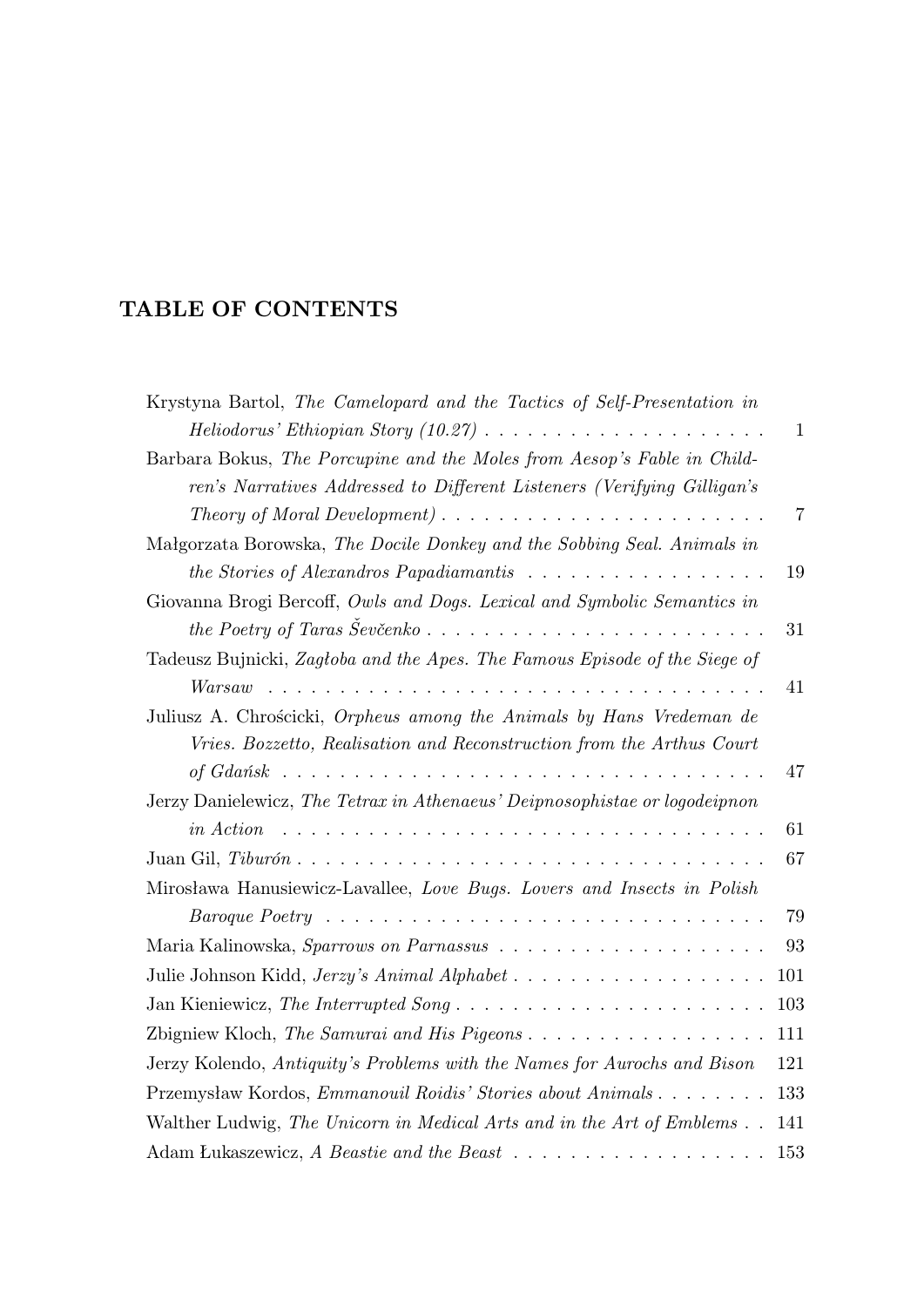## TABLE OF CONTENTS

Krystyna Bartol, *The Camelopard and the Tactics of Self-Presentation in Heliodorus' Ethiopian Story (10.27)* . . . . . . . . . . . . . . . . . . . 1

Barbara Bokus, *The Porcupine and the Moles from Aesop's Fable in Children's Narratives Addressed to Different Listeners (Verifying Gilligan's Theory of Moral Development)* . . . . . . . . . . . . . . . . . . . . . 7

Małgorzata Borowska, *The Docile Donkey and the Sobbing Seal. Animals in the Stories of Alexandros Papadiamantis* . . . . . . . . . . . . . . . . . 19

Giovanna Brogi Bercoff, *Owls and Dogs. Lexical and Symbolic Semantics in the Poetry of Taras Ševčenko* . . . . . . . . . . . . . . . . . . . . . . . 31

Tadeusz Bujnicki, *Zagłoba and the Apes. The Famous Episode of the Siege of Warsaw* . . . . . . . . . . . . . . . . . . . . . . . . . . . . . . . . . 41

Juliusz A. Chrościcki, *Orpheus among the Animals by Hans Vredeman de Vries. Bozzetto, Realisation and Reconstruction from the Arthus Court of Gdańsk* . . . . . . . . . . . . . . . . . . . . . . . . . . . . . . . . . 47

Jerzy Danielewicz, *The Tetrax in Athenaeus' Deipnosophistae or logodeipnon in Action* . . . . . . . . . . . . . . . . . . . . . . . . . . . . . . . . 61

Juan Gil, *Tiburón* . . . . . . . . . . . . . . . . . . . . . . . . . . . . . . . 67

Mirosława Hanusiewicz-Lavallee, *Love Bugs. Lovers and Insects in Polish Baroque Poetry* . . . . . . . . . . . . . . . . . . . . . . . . . . . . . . . 79

Maria Kalinowska, *Sparrows on Parnassus* . . . . . . . . . . . . . . . . . . 93

Julie Johnson Kidd, *Jerzy's Animal Alphabet* . . . . . . . . . . . . . . . . . 101

Jan Kieniewicz, *The Interrupted Song* . . . . . . . . . . . . . . . . . . . . . 103

Zbigniew Kloch, *The Samurai and His Pigeons* . . . . . . . . . . . . . . . . . 111

Jerzy Kolendo, *Antiquity's Problems with the Names for Aurochs and Bison* 121

Przemysław Kordos, *Emmanouil Roidis' Stories about Animals* . . . . . . . . 133

Walther Ludwig, *The Unicorn in Medical Arts and in the Art of Emblems* . . 141

Adam Łukaszewicz, *A Beastie and the Beast* . . . . . . . . . . . . . . . . . 153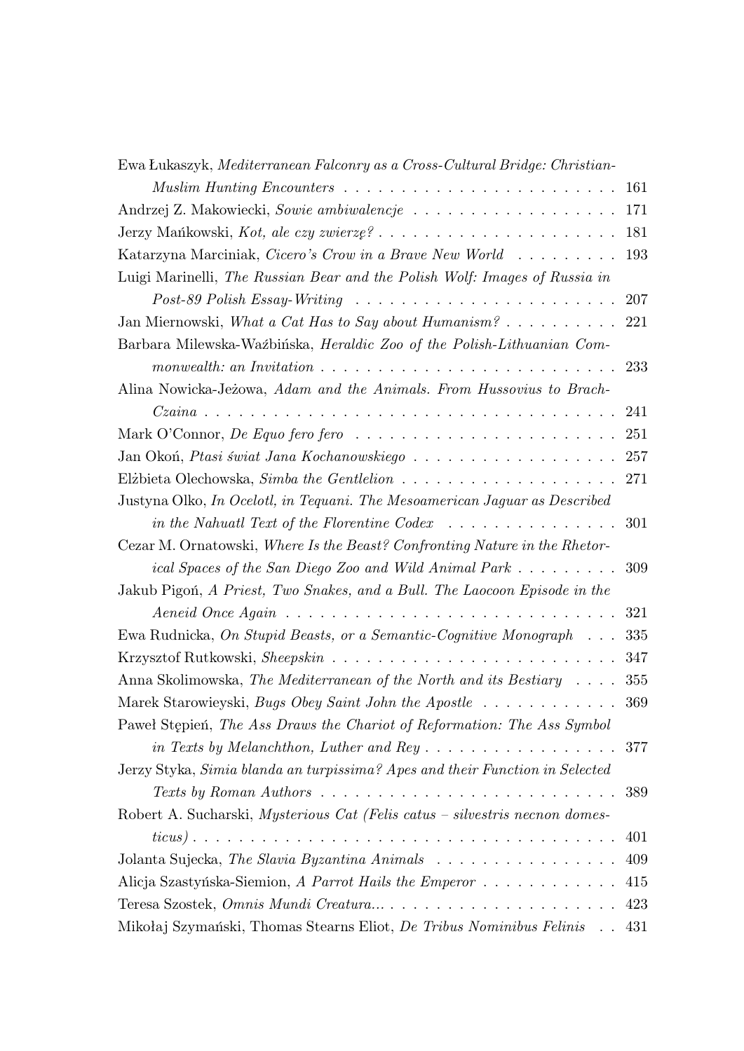Ewa Łukaszyk, *Mediterranean Falconry as a Cross-Cultural Bridge: Christian-Muslim Hunting Encounters* . . . . . . . . . . . . . . . . . . . . . . . . 161

Andrzej Z. Makowiecki, *Sowie ambiwalencje* . . . . . . . . . . . . . . . . . . 171

Jerzy Mańkowski, *Kot, ale czy zwierzę?* . . . . . . . . . . . . . . . . . . . . . 181

Katarzyna Marciniak, *Cicero's Crow in a Brave New World* . . . . . . . . . 193

Luigi Marinelli, *The Russian Bear and the Polish Wolf: Images of Russia in Post-89 Polish Essay-Writing* . . . . . . . . . . . . . . . . . . . . . . . 207

Jan Miernowski, *What a Cat Has to Say about Humanism?* . . . . . . . . . . 221

Barbara Milewska-Waźbińska, *Heraldic Zoo of the Polish-Lithuanian Commonwealth: an Invitation* . . . . . . . . . . . . . . . . . . . . . . . . . 233

Alina Nowicka-Jeżowa, *Adam and the Animals. From Hussovius to Brach-Czaina* . . . . . . . . . . . . . . . . . . . . . . . . . . . . . . . . . . . 241

Mark O'Connor, *De Equo fero fero* . . . . . . . . . . . . . . . . . . . . . . . 251

Jan Okoń, *Ptasi świat Jana Kochanowskiego* . . . . . . . . . . . . . . . . . . 257

Elżbieta Olechowska, *Simba the Gentlelion* . . . . . . . . . . . . . . . . . . . 271

Justyna Olko, *In Ocelotl, in Tequani. The Mesoamerican Jaguar as Described in the Nahuatl Text of the Florentine Codex* . . . . . . . . . . . . . . . 301

Cezar M. Ornatowski, *Where Is the Beast? Confronting Nature in the Rhetorical Spaces of the San Diego Zoo and Wild Animal Park* . . . . . . . . . 309

Jakub Pigoń, *A Priest, Two Snakes, and a Bull. The Laocoon Episode in the Aeneid Once Again* . . . . . . . . . . . . . . . . . . . . . . . . . . . . 321

Ewa Rudnicka, *On Stupid Beasts, or a Semantic-Cognitive Monograph* . . . 335

Krzysztof Rutkowski, *Sheepskin* . . . . . . . . . . . . . . . . . . . . . . . . . 347

Anna Skolimowska, *The Mediterranean of the North and its Bestiary* . . . . 355

Marek Starowieyski, *Bugs Obey Saint John the Apostle* . . . . . . . . . . . . 369

Paweł Stępień, *The Ass Draws the Chariot of Reformation: The Ass Symbol in Texts by Melanchthon, Luther and Rey* . . . . . . . . . . . . . . . . 377

Jerzy Styka, *Simia blanda an turpissima? Apes and their Function in Selected Texts by Roman Authors* . . . . . . . . . . . . . . . . . . . . . . . . . 389

Robert A. Sucharski, *Mysterious Cat (Felis catus – silvestris necnon domesticus)* . . . . . . . . . . . . . . . . . . . . . . . . . . . . . . . . . . . . 401

Jolanta Sujecka, *The Slavia Byzantina Animals* . . . . . . . . . . . . . . . . 409

Alicja Szastyńska-Siemion, *A Parrot Hails the Emperor* . . . . . . . . . . . . 415

Teresa Szostek, *Omnis Mundi Creatura...* . . . . . . . . . . . . . . . . . . . . 423

Mikołaj Szymański, Thomas Stearns Eliot, *De Tribus Nominibus Felinis* . . 431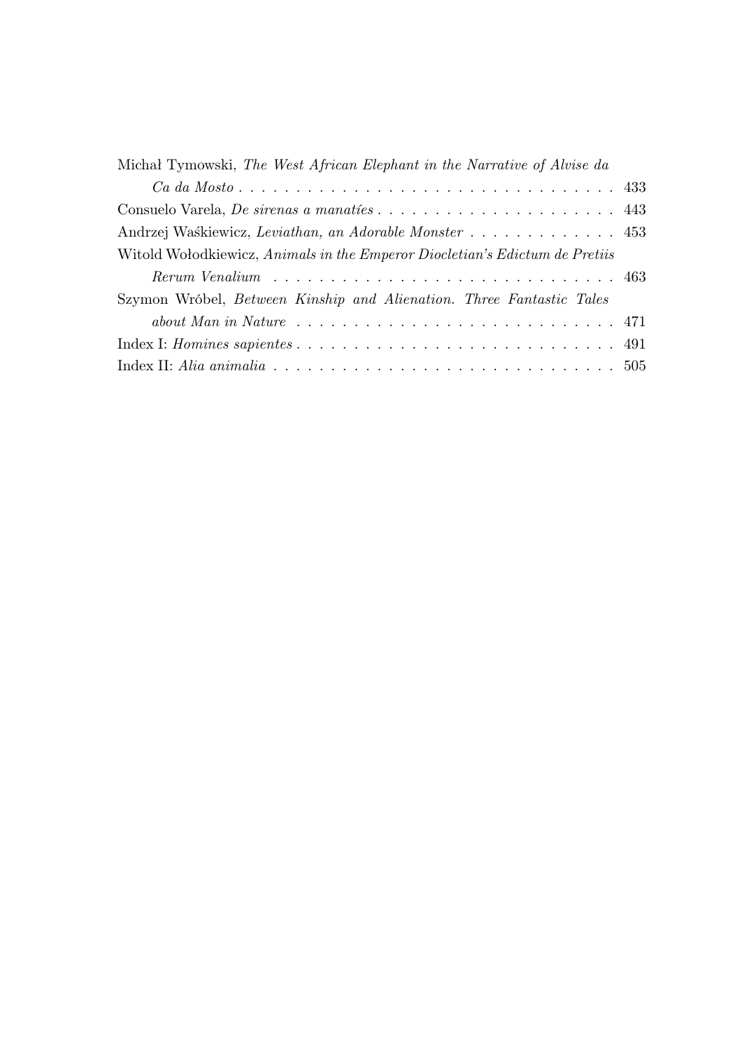Michał Tymowski, *The West African Elephant in the Narrative of Alvise da Ca da Mosto* . . . . . . . . . . . . . . . . . . . . . . . . . . . . . . . . 433

Consuelo Varela, *De sirenas a manatíes* . . . . . . . . . . . . . . . . . . . . . 443

Andrzej Waśkiewicz, *Leviathan, an Adorable Monster* . . . . . . . . . . . . . 453

Witold Wołodkiewicz, *Animals in the Emperor Diocletian's Edictum de Pretiis Rerum Venalium* . . . . . . . . . . . . . . . . . . . . . . . . . . . . . . 463

Szymon Wróbel, *Between Kinship and Alienation. Three Fantastic Tales about Man in Nature* . . . . . . . . . . . . . . . . . . . . . . . . . . . 471

Index I: *Homines sapientes* . . . . . . . . . . . . . . . . . . . . . . . . . . . . 491

Index II: *Alia animalia* . . . . . . . . . . . . . . . . . . . . . . . . . . . . . . 505